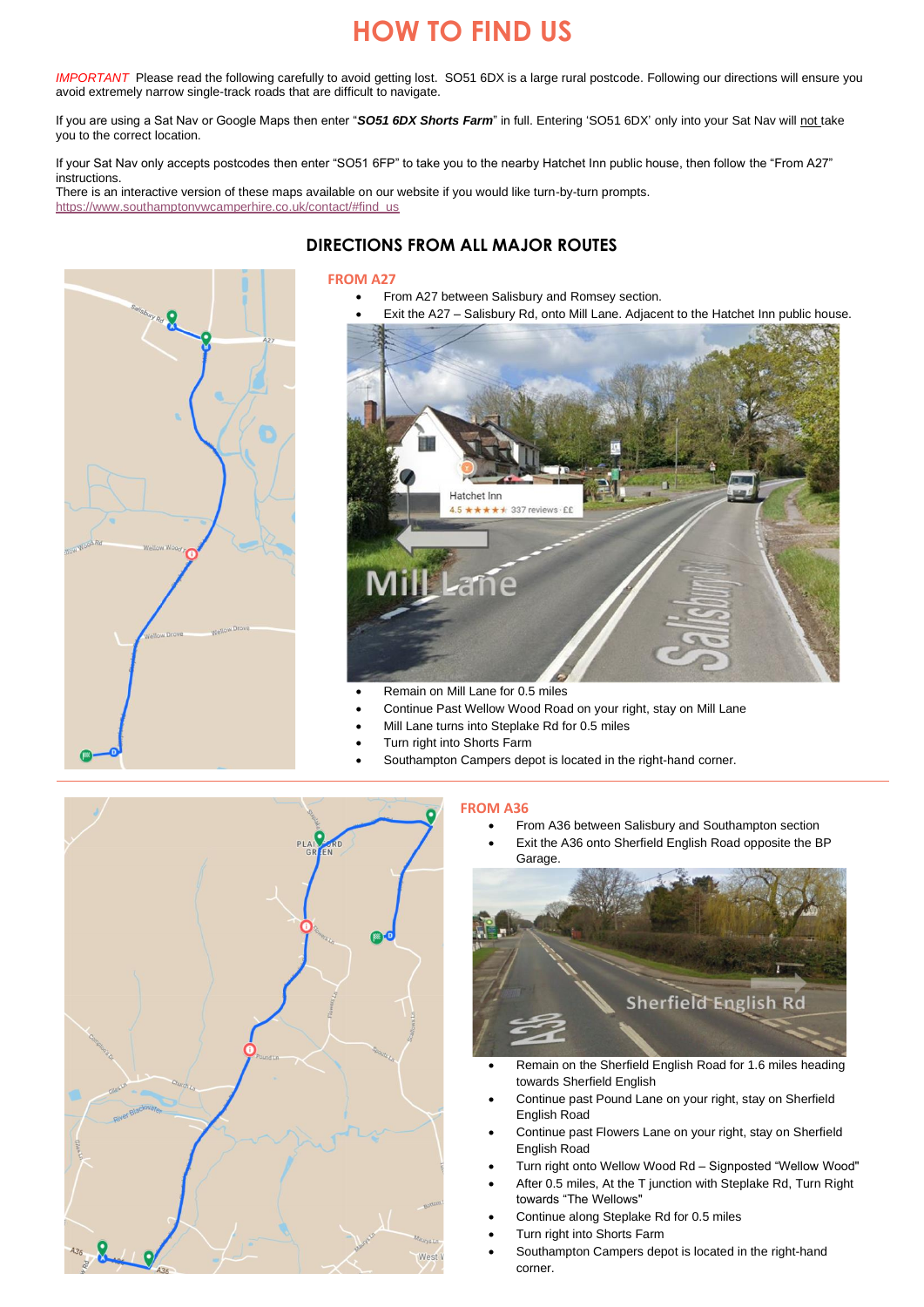# HOW TO FIND US

*IMPORTANT* Please read the following carefully to avoid getting lost. SO51 6DX is a large rural postcode. Following our directions will ensure you avoid extremely narrow single-track roads that are difficult to navigate.

If you are using a Sat Nav or Google Maps then enter "***SO51 6DX Shorts Farm***" in full. Entering 'SO51 6DX' only into your Sat Nav will not take you to the correct location.

If your Sat Nav only accepts postcodes then enter "SO51 6FP" to take you to the nearby Hatchet Inn public house, then follow the "From A27" instructions.
There is an interactive version of these maps available on our website if you would like turn-by-turn prompts.
https://www.southamptonvwcamperhire.co.uk/contact/#find_us

## DIRECTIONS FROM ALL MAJOR ROUTES

### FROM A27

- From A27 between Salisbury and Romsey section.
- Exit the A27 – Salisbury Rd, onto Mill Lane. Adjacent to the Hatchet Inn public house.
- Remain on Mill Lane for 0.5 miles
- Continue Past Wellow Wood Road on your right, stay on Mill Lane
- Mill Lane turns into Steplake Rd for 0.5 miles
- Turn right into Shorts Farm
- Southampton Campers depot is located in the right-hand corner.

### FROM A36

- From A36 between Salisbury and Southampton section
- Exit the A36 onto Sherfield English Road opposite the BP Garage.
- Remain on the Sherfield English Road for 1.6 miles heading towards Sherfield English
- Continue past Pound Lane on your right, stay on Sherfield English Road
- Continue past Flowers Lane on your right, stay on Sherfield English Road
- Turn right onto Wellow Wood Rd – Signposted "Wellow Wood"
- After 0.5 miles, At the T junction with Steplake Rd, Turn Right towards "The Wellows"
- Continue along Steplake Rd for 0.5 miles
- Turn right into Shorts Farm
- Southampton Campers depot is located in the right-hand corner.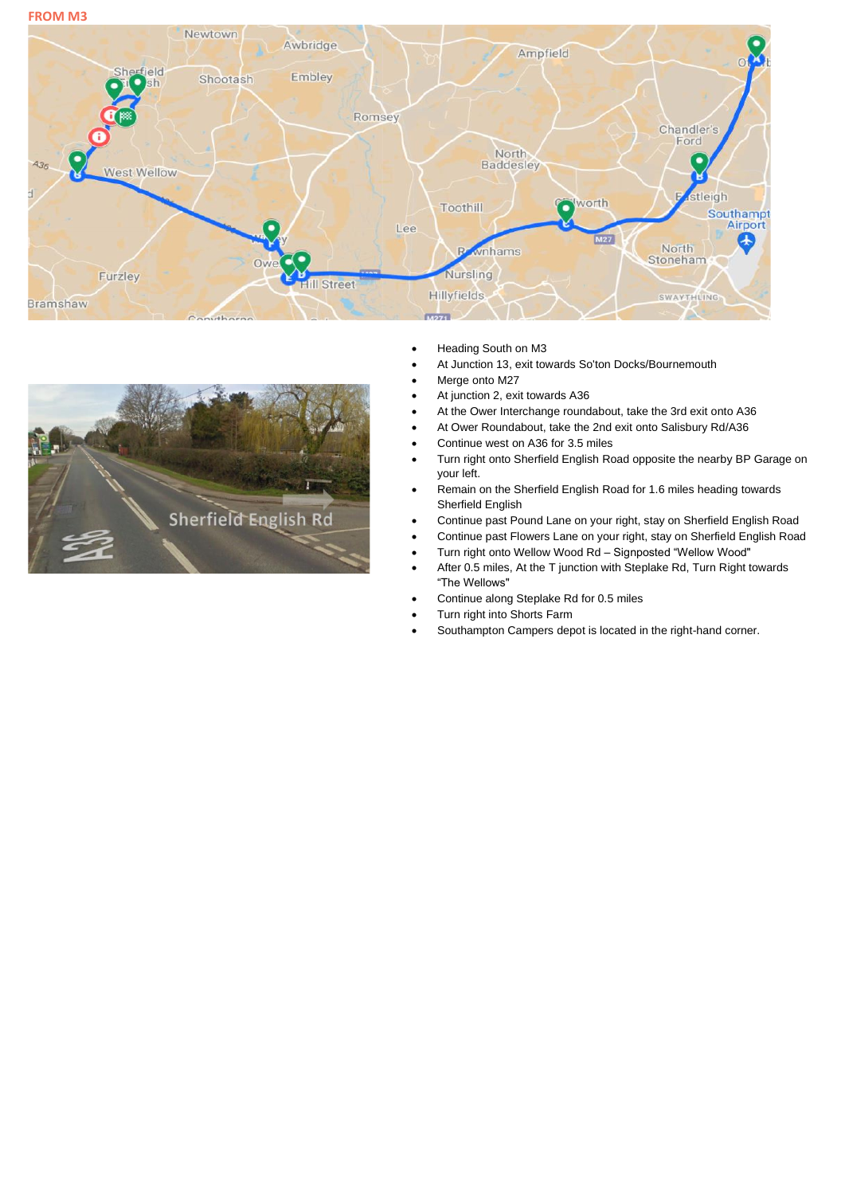## FROM M3

- Heading South on M3
- At Junction 13, exit towards So'ton Docks/Bournemouth
- Merge onto M27
- At junction 2, exit towards A36
- At the Ower Interchange roundabout, take the 3rd exit onto A36
- At Ower Roundabout, take the 2nd exit onto Salisbury Rd/A36
- Continue west on A36 for 3.5 miles
- Turn right onto Sherfield English Road opposite the nearby BP Garage on your left.
- Remain on the Sherfield English Road for 1.6 miles heading towards Sherfield English
- Continue past Pound Lane on your right, stay on Sherfield English Road
- Continue past Flowers Lane on your right, stay on Sherfield English Road
- Turn right onto Wellow Wood Rd – Signposted "Wellow Wood"
- After 0.5 miles, At the T junction with Steplake Rd, Turn Right towards "The Wellows"
- Continue along Steplake Rd for 0.5 miles
- Turn right into Shorts Farm
- Southampton Campers depot is located in the right-hand corner.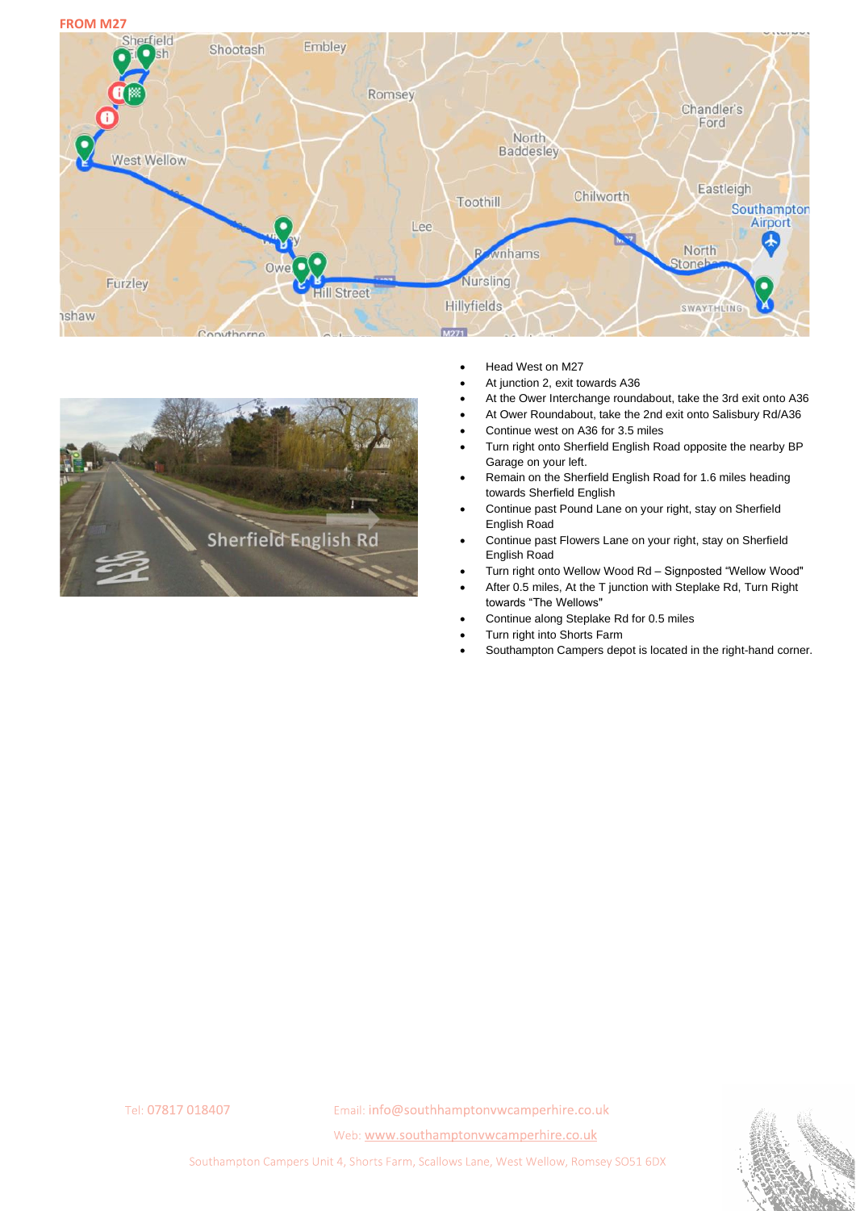## FROM M27

- Head West on M27
- At junction 2, exit towards A36
- At the Ower Interchange roundabout, take the 3rd exit onto A36
- At Ower Roundabout, take the 2nd exit onto Salisbury Rd/A36
- Continue west on A36 for 3.5 miles
- Turn right onto Sherfield English Road opposite the nearby BP Garage on your left.
- Remain on the Sherfield English Road for 1.6 miles heading towards Sherfield English
- Continue past Pound Lane on your right, stay on Sherfield English Road
- Continue past Flowers Lane on your right, stay on Sherfield English Road
- Turn right onto Wellow Wood Rd – Signposted "Wellow Wood"
- After 0.5 miles, At the T junction with Steplake Rd, Turn Right towards "The Wellows"
- Continue along Steplake Rd for 0.5 miles
- Turn right into Shorts Farm
- Southampton Campers depot is located in the right-hand corner.

Tel: 07817 018407 Email: info@southhamptonvwcamperhire.co.uk

Web: www.southamptonvwcamperhire.co.uk

Southampton Campers Unit 4, Shorts Farm, Scallows Lane, West Wellow, Romsey SO51 6DX